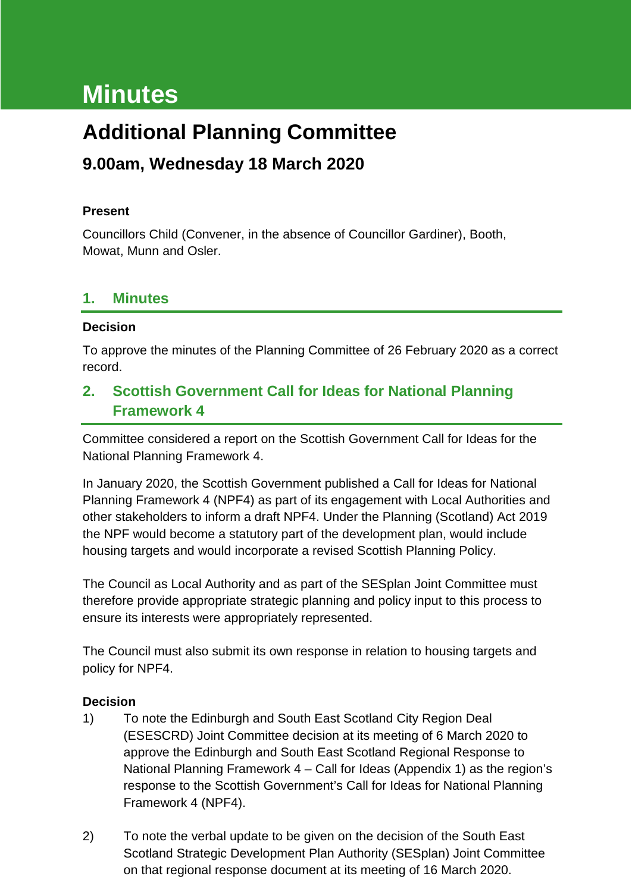# Minutes

# Additional Planning Committee

## 9.00am, Wednesday 18 March 2020

**Present**

Councillors Child (Convener, in the absence of Councillor Gardiner), Booth, Mowat, Munn and Osler.

## 1. Minutes

**Decision**

To approve the minutes of the Planning Committee of 26 February 2020 as a correct record.

## 2. Scottish Government Call for Ideas for National Planning Framework 4

Committee considered a report on the Scottish Government Call for Ideas for the National Planning Framework 4.

In January 2020, the Scottish Government published a Call for Ideas for National Planning Framework 4 (NPF4) as part of its engagement with Local Authorities and other stakeholders to inform a draft NPF4. Under the Planning (Scotland) Act 2019 the NPF would become a statutory part of the development plan, would include housing targets and would incorporate a revised Scottish Planning Policy.

The Council as Local Authority and as part of the SESplan Joint Committee must therefore provide appropriate strategic planning and policy input to this process to ensure its interests were appropriately represented.

The Council must also submit its own response in relation to housing targets and policy for NPF4.

**Decision**

1) To note the Edinburgh and South East Scotland City Region Deal (ESESCRD) Joint Committee decision at its meeting of 6 March 2020 to approve the Edinburgh and South East Scotland Regional Response to National Planning Framework 4 – Call for Ideas (Appendix 1) as the region's response to the Scottish Government's Call for Ideas for National Planning Framework 4 (NPF4).

2) To note the verbal update to be given on the decision of the South East Scotland Strategic Development Plan Authority (SESplan) Joint Committee on that regional response document at its meeting of 16 March 2020.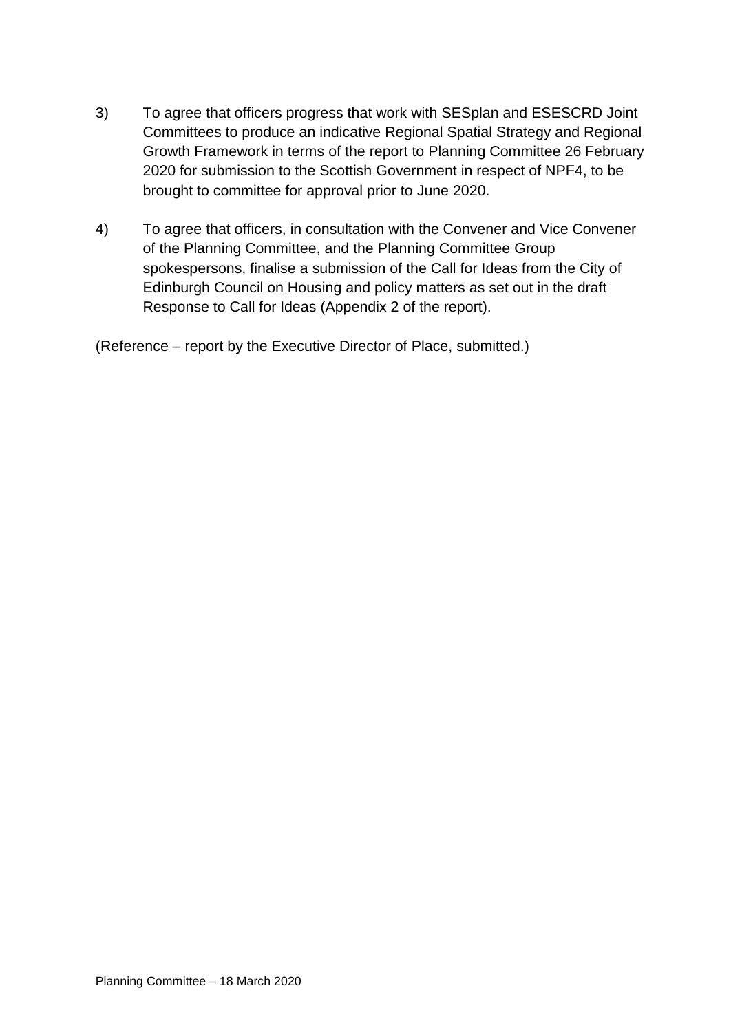3) To agree that officers progress that work with SESplan and ESESCRD Joint Committees to produce an indicative Regional Spatial Strategy and Regional Growth Framework in terms of the report to Planning Committee 26 February 2020 for submission to the Scottish Government in respect of NPF4, to be brought to committee for approval prior to June 2020.

4) To agree that officers, in consultation with the Convener and Vice Convener of the Planning Committee, and the Planning Committee Group spokespersons, finalise a submission of the Call for Ideas from the City of Edinburgh Council on Housing and policy matters as set out in the draft Response to Call for Ideas (Appendix 2 of the report).

(Reference – report by the Executive Director of Place, submitted.)